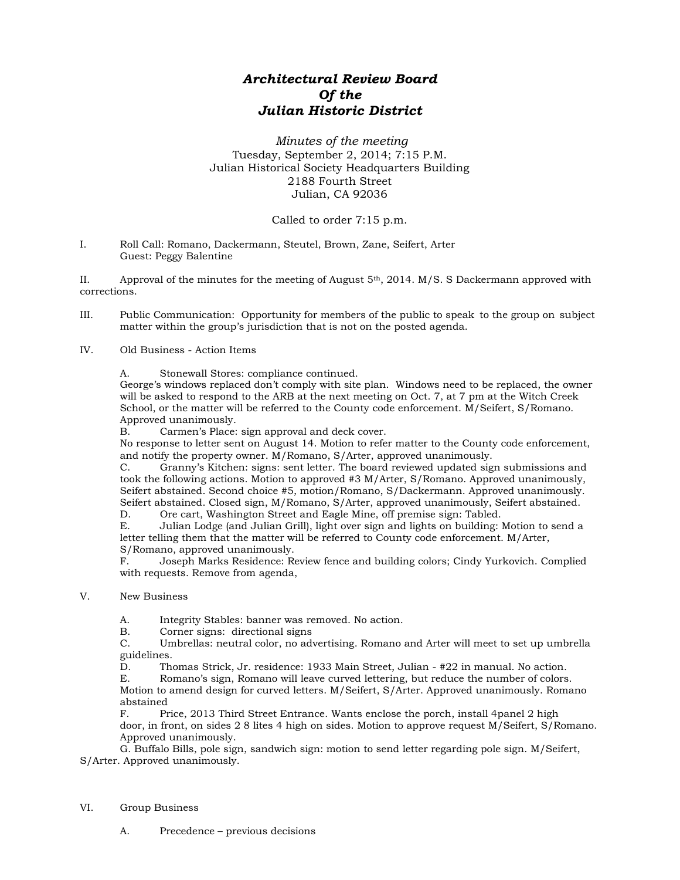# *Architectural Review Board*
# *Of the*
# *Julian Historic District*

*Minutes of the meeting*
Tuesday, September 2, 2014; 7:15 P.M.
Julian Historical Society Headquarters Building
2188 Fourth Street
Julian, CA 92036

Called to order 7:15 p.m.

I. Roll Call: Romano, Dackermann, Steutel, Brown, Zane, Seifert, Arter
Guest: Peggy Balentine

II. Approval of the minutes for the meeting of August 5th, 2014. M/S. S Dackermann approved with corrections.

III. Public Communication: Opportunity for members of the public to speak to the group on subject matter within the group's jurisdiction that is not on the posted agenda.

IV. Old Business - Action Items

A. Stonewall Stores: compliance continued.
George's windows replaced don't comply with site plan. Windows need to be replaced, the owner will be asked to respond to the ARB at the next meeting on Oct. 7, at 7 pm at the Witch Creek School, or the matter will be referred to the County code enforcement. M/Seifert, S/Romano. Approved unanimously.

B. Carmen's Place: sign approval and deck cover.
No response to letter sent on August 14. Motion to refer matter to the County code enforcement, and notify the property owner. M/Romano, S/Arter, approved unanimously.

C. Granny's Kitchen: signs: sent letter. The board reviewed updated sign submissions and took the following actions. Motion to approved #3 M/Arter, S/Romano. Approved unanimously, Seifert abstained. Second choice #5, motion/Romano, S/Dackermann. Approved unanimously. Seifert abstained. Closed sign, M/Romano, S/Arter, approved unanimously, Seifert abstained.

D. Ore cart, Washington Street and Eagle Mine, off premise sign: Tabled.

E. Julian Lodge (and Julian Grill), light over sign and lights on building: Motion to send a letter telling them that the matter will be referred to County code enforcement. M/Arter, S/Romano, approved unanimously.

F. Joseph Marks Residence: Review fence and building colors; Cindy Yurkovich. Complied with requests. Remove from agenda,

V. New Business

A. Integrity Stables: banner was removed. No action.

B. Corner signs: directional signs

C. Umbrellas: neutral color, no advertising. Romano and Arter will meet to set up umbrella guidelines.

D. Thomas Strick, Jr. residence: 1933 Main Street, Julian - #22 in manual. No action.

E. Romano's sign, Romano will leave curved lettering, but reduce the number of colors. Motion to amend design for curved letters. M/Seifert, S/Arter. Approved unanimously. Romano abstained

F. Price, 2013 Third Street Entrance. Wants enclose the porch, install 4panel 2 high door, in front, on sides 2 8 lites 4 high on sides. Motion to approve request M/Seifert, S/Romano. Approved unanimously.

G. Buffalo Bills, pole sign, sandwich sign: motion to send letter regarding pole sign. M/Seifert, S/Arter. Approved unanimously.

VI. Group Business

A. Precedence – previous decisions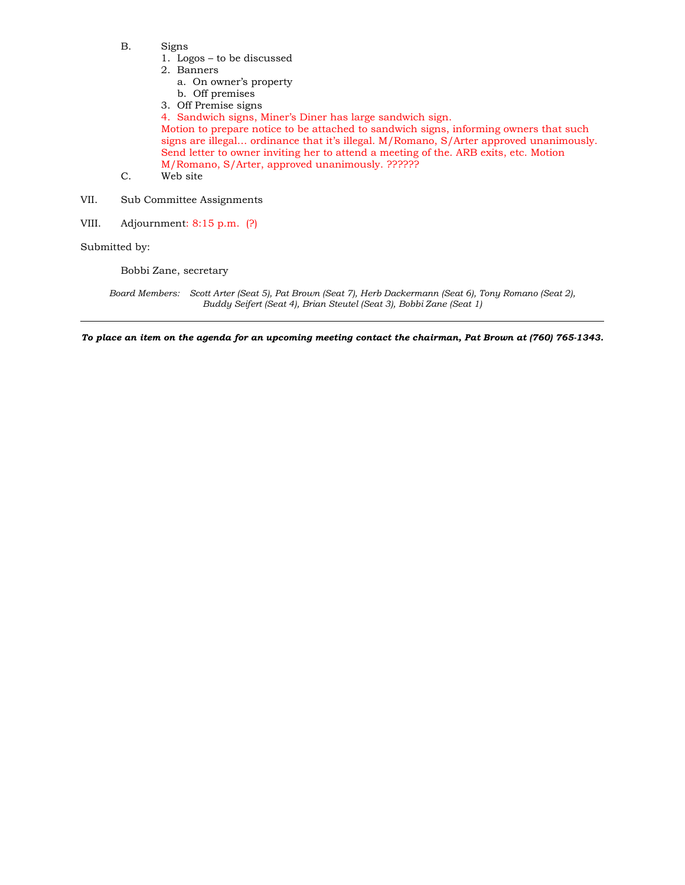B. Signs

1. Logos – to be discussed
2. Banners
   a. On owner's property
   b. Off premises
3. Off Premise signs
4. Sandwich signs, Miner's Diner has large sandwich sign.

Motion to prepare notice to be attached to sandwich signs, informing owners that such signs are illegal… ordinance that it's illegal. M/Romano, S/Arter approved unanimously. Send letter to owner inviting her to attend a meeting of the. ARB exits, etc. Motion M/Romano, S/Arter, approved unanimously. ??????

C. Web site

VII. Sub Committee Assignments

VIII. Adjournment: 8:15 p.m. (?)

Submitted by:

Bobbi Zane, secretary

*Board Members: Scott Arter (Seat 5), Pat Brown (Seat 7), Herb Dackermann (Seat 6), Tony Romano (Seat 2), Buddy Seifert (Seat 4), Brian Steutel (Seat 3), Bobbi Zane (Seat 1)*

---

***To place an item on the agenda for an upcoming meeting contact the chairman, Pat Brown at (760) 765-1343.***